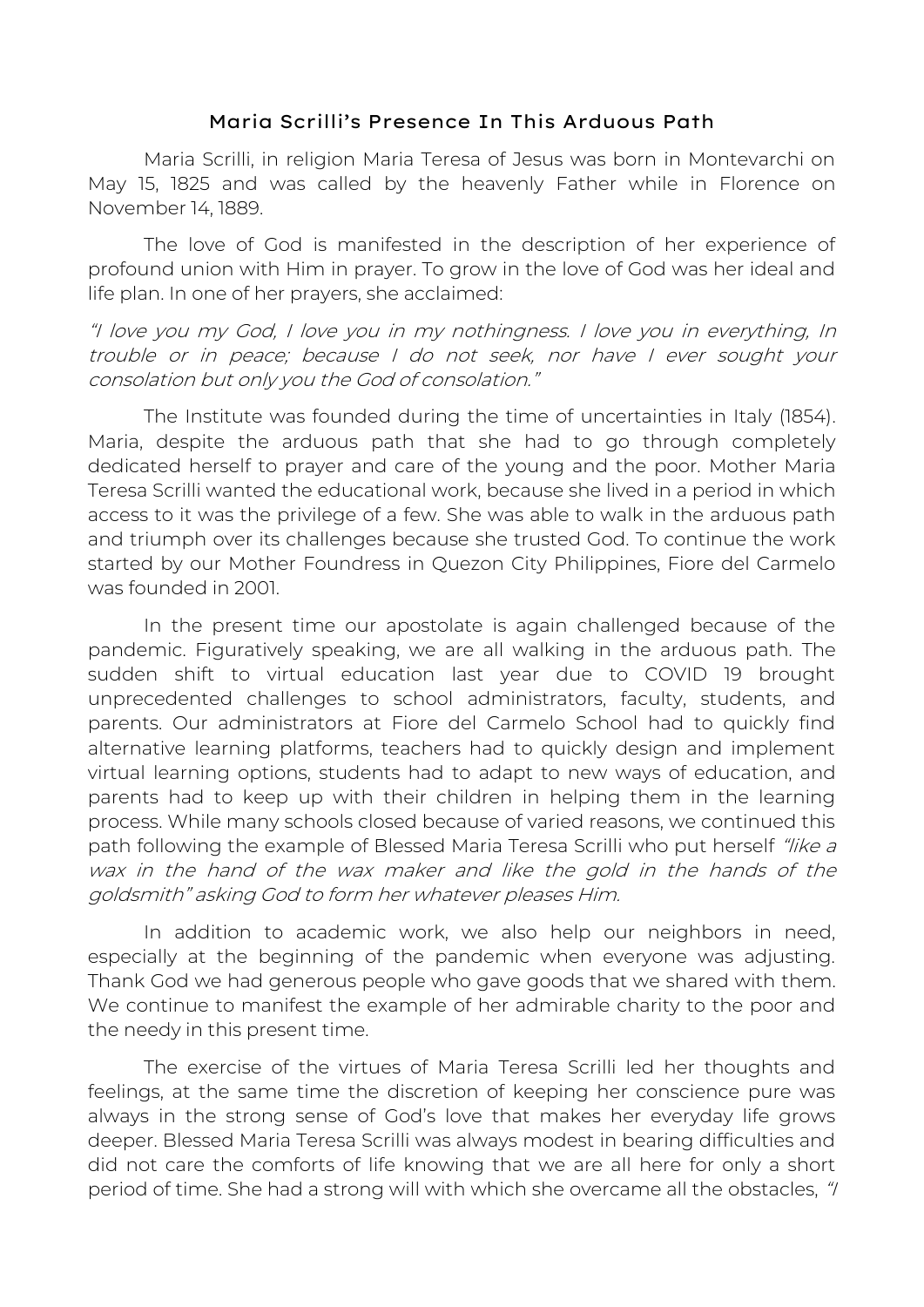## Maria Scrilli's Presence In This Arduous Path

Maria Scrilli, in religion Maria Teresa of Jesus was born in Montevarchi on May 15, 1825 and was called by the heavenly Father while in Florence on November 14, 1889.

The love of God is manifested in the description of her experience of profound union with Him in prayer. To grow in the love of God was her ideal and life plan. In one of her prayers, she acclaimed:

*"I love you my God, I love you in my nothingness. I love you in everything, In trouble or in peace; because I do not seek, nor have I ever sought your consolation but only you the God of consolation."*

The Institute was founded during the time of uncertainties in Italy (1854). Maria, despite the arduous path that she had to go through completely dedicated herself to prayer and care of the young and the poor. Mother Maria Teresa Scrilli wanted the educational work, because she lived in a period in which access to it was the privilege of a few. She was able to walk in the arduous path and triumph over its challenges because she trusted God. To continue the work started by our Mother Foundress in Quezon City Philippines, Fiore del Carmelo was founded in 2001.

In the present time our apostolate is again challenged because of the pandemic. Figuratively speaking, we are all walking in the arduous path. The sudden shift to virtual education last year due to COVID 19 brought unprecedented challenges to school administrators, faculty, students, and parents. Our administrators at Fiore del Carmelo School had to quickly find alternative learning platforms, teachers had to quickly design and implement virtual learning options, students had to adapt to new ways of education, and parents had to keep up with their children in helping them in the learning process. While many schools closed because of varied reasons, we continued this path following the example of Blessed Maria Teresa Scrilli who put herself *"like a wax in the hand of the wax maker and like the gold in the hands of the goldsmith" asking God to form her whatever pleases Him.*

In addition to academic work, we also help our neighbors in need, especially at the beginning of the pandemic when everyone was adjusting. Thank God we had generous people who gave goods that we shared with them. We continue to manifest the example of her admirable charity to the poor and the needy in this present time.

The exercise of the virtues of Maria Teresa Scrilli led her thoughts and feelings, at the same time the discretion of keeping her conscience pure was always in the strong sense of God's love that makes her everyday life grows deeper. Blessed Maria Teresa Scrilli was always modest in bearing difficulties and did not care the comforts of life knowing that we are all here for only a short period of time. She had a strong will with which she overcame all the obstacles, *"I*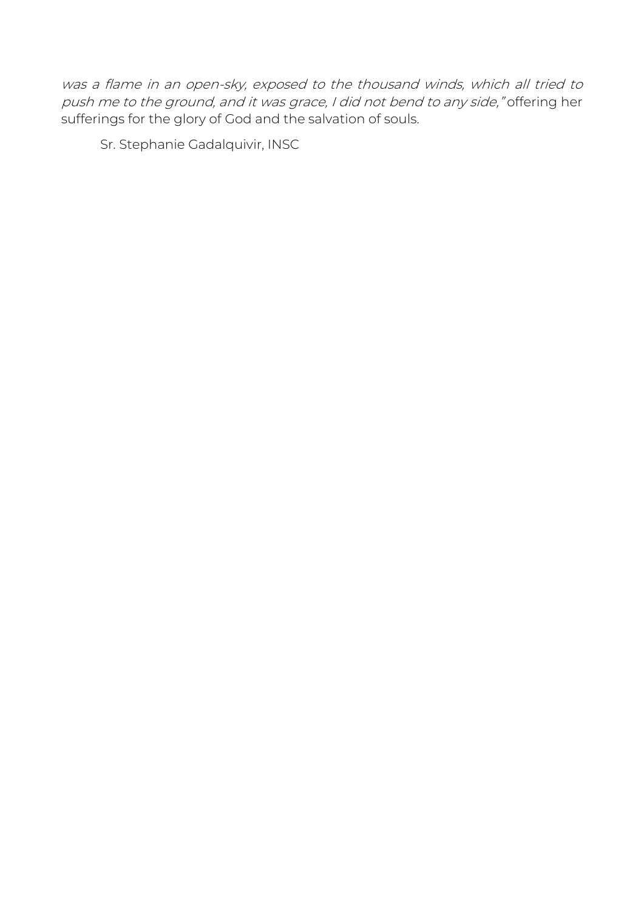*was a flame in an open-sky, exposed to the thousand winds, which all tried to push me to the ground, and it was grace, I did not bend to any side,"* offering her sufferings for the glory of God and the salvation of souls.

Sr. Stephanie Gadalquivir, INSC